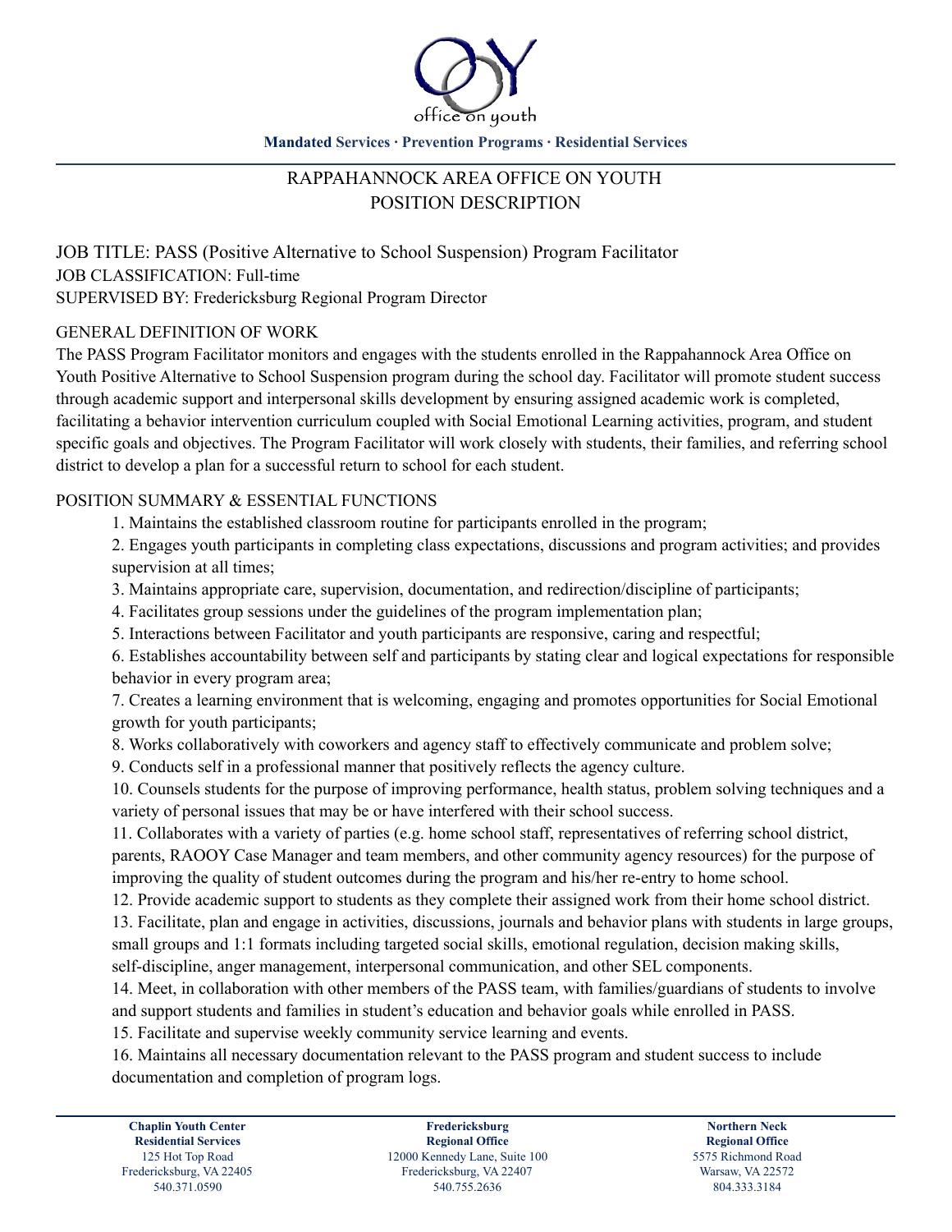office on youth

**Mandated Services · Prevention Programs · Residential Services**

# RAPPAHANNOCK AREA OFFICE ON YOUTH
# POSITION DESCRIPTION

JOB TITLE: PASS (Positive Alternative to School Suspension) Program Facilitator
JOB CLASSIFICATION: Full-time
SUPERVISED BY: Fredericksburg Regional Program Director

## GENERAL DEFINITION OF WORK

The PASS Program Facilitator monitors and engages with the students enrolled in the Rappahannock Area Office on Youth Positive Alternative to School Suspension program during the school day. Facilitator will promote student success through academic support and interpersonal skills development by ensuring assigned academic work is completed, facilitating a behavior intervention curriculum coupled with Social Emotional Learning activities, program, and student specific goals and objectives. The Program Facilitator will work closely with students, their families, and referring school district to develop a plan for a successful return to school for each student.

## POSITION SUMMARY & ESSENTIAL FUNCTIONS

1. Maintains the established classroom routine for participants enrolled in the program;
2. Engages youth participants in completing class expectations, discussions and program activities; and provides supervision at all times;
3. Maintains appropriate care, supervision, documentation, and redirection/discipline of participants;
4. Facilitates group sessions under the guidelines of the program implementation plan;
5. Interactions between Facilitator and youth participants are responsive, caring and respectful;
6. Establishes accountability between self and participants by stating clear and logical expectations for responsible behavior in every program area;
7. Creates a learning environment that is welcoming, engaging and promotes opportunities for Social Emotional growth for youth participants;
8. Works collaboratively with coworkers and agency staff to effectively communicate and problem solve;
9. Conducts self in a professional manner that positively reflects the agency culture.
10. Counsels students for the purpose of improving performance, health status, problem solving techniques and a variety of personal issues that may be or have interfered with their school success.
11. Collaborates with a variety of parties (e.g. home school staff, representatives of referring school district, parents, RAOOY Case Manager and team members, and other community agency resources) for the purpose of improving the quality of student outcomes during the program and his/her re-entry to home school.
12. Provide academic support to students as they complete their assigned work from their home school district.
13. Facilitate, plan and engage in activities, discussions, journals and behavior plans with students in large groups, small groups and 1:1 formats including targeted social skills, emotional regulation, decision making skills, self-discipline, anger management, interpersonal communication, and other SEL components.
14. Meet, in collaboration with other members of the PASS team, with families/guardians of students to involve and support students and families in student's education and behavior goals while enrolled in PASS.
15. Facilitate and supervise weekly community service learning and events.
16. Maintains all necessary documentation relevant to the PASS program and student success to include documentation and completion of program logs.

**Chaplin Youth Center**
**Residential Services**
125 Hot Top Road
Fredericksburg, VA 22405
540.371.0590

**Fredericksburg**
**Regional Office**
12000 Kennedy Lane, Suite 100
Fredericksburg, VA 22407
540.755.2636

**Northern Neck**
**Regional Office**
5575 Richmond Road
Warsaw, VA 22572
804.333.3184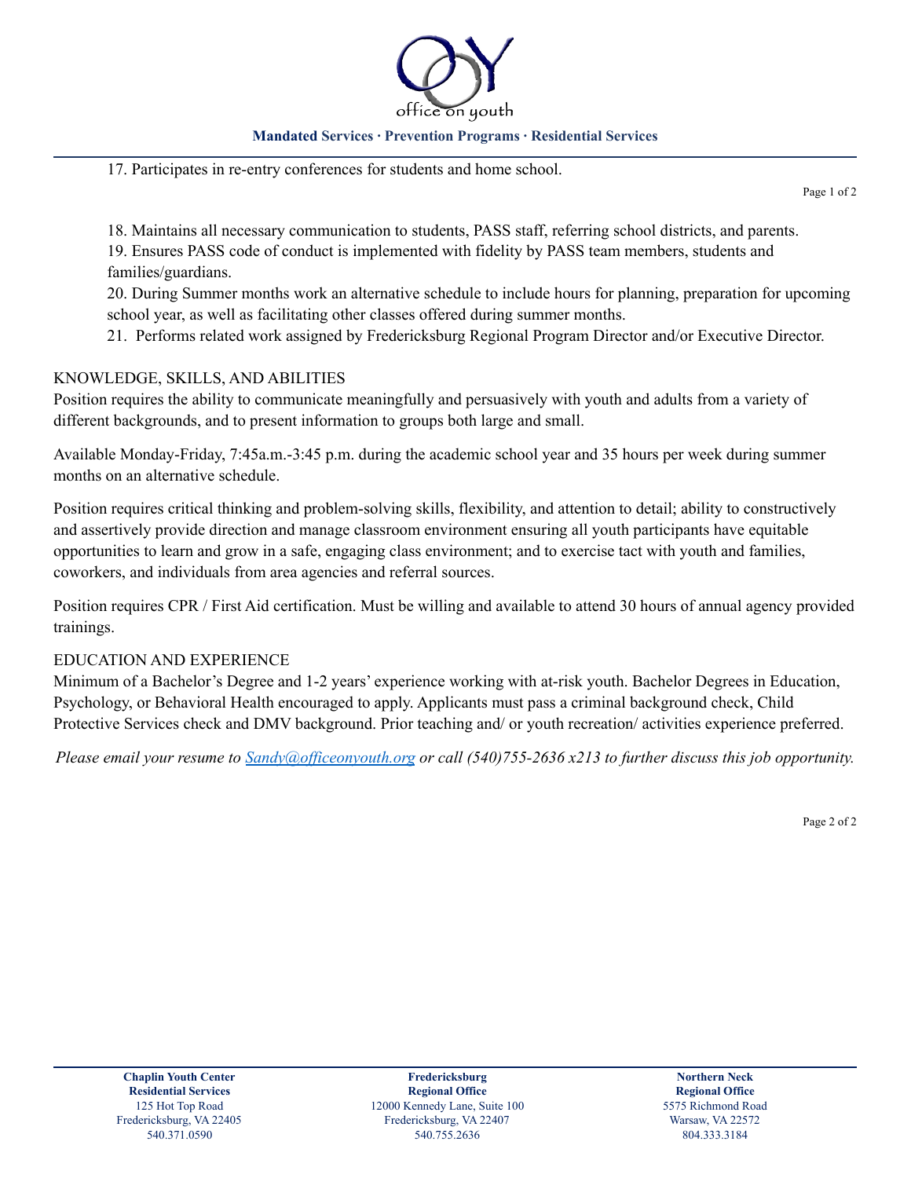17. Participates in re-entry conferences for students and home school.

18. Maintains all necessary communication to students, PASS staff, referring school districts, and parents.
19. Ensures PASS code of conduct is implemented with fidelity by PASS team members, students and families/guardians.
20. During Summer months work an alternative schedule to include hours for planning, preparation for upcoming school year, as well as facilitating other classes offered during summer months.
21. Performs related work assigned by Fredericksburg Regional Program Director and/or Executive Director.

## KNOWLEDGE, SKILLS, AND ABILITIES

Position requires the ability to communicate meaningfully and persuasively with youth and adults from a variety of different backgrounds, and to present information to groups both large and small.

Available Monday-Friday, 7:45a.m.-3:45 p.m. during the academic school year and 35 hours per week during summer months on an alternative schedule.

Position requires critical thinking and problem-solving skills, flexibility, and attention to detail; ability to constructively and assertively provide direction and manage classroom environment ensuring all youth participants have equitable opportunities to learn and grow in a safe, engaging class environment; and to exercise tact with youth and families, coworkers, and individuals from area agencies and referral sources.

Position requires CPR / First Aid certification. Must be willing and available to attend 30 hours of annual agency provided trainings.

## EDUCATION AND EXPERIENCE

Minimum of a Bachelor's Degree and 1-2 years' experience working with at-risk youth. Bachelor Degrees in Education, Psychology, or Behavioral Health encouraged to apply. Applicants must pass a criminal background check, Child Protective Services check and DMV background. Prior teaching and/ or youth recreation/ activities experience preferred.

*Please email your resume to [Sandy@officeonyouth.org](mailto:Sandy@officeonyouth.org) or call (540)755-2636 x213 to further discuss this job opportunity.*